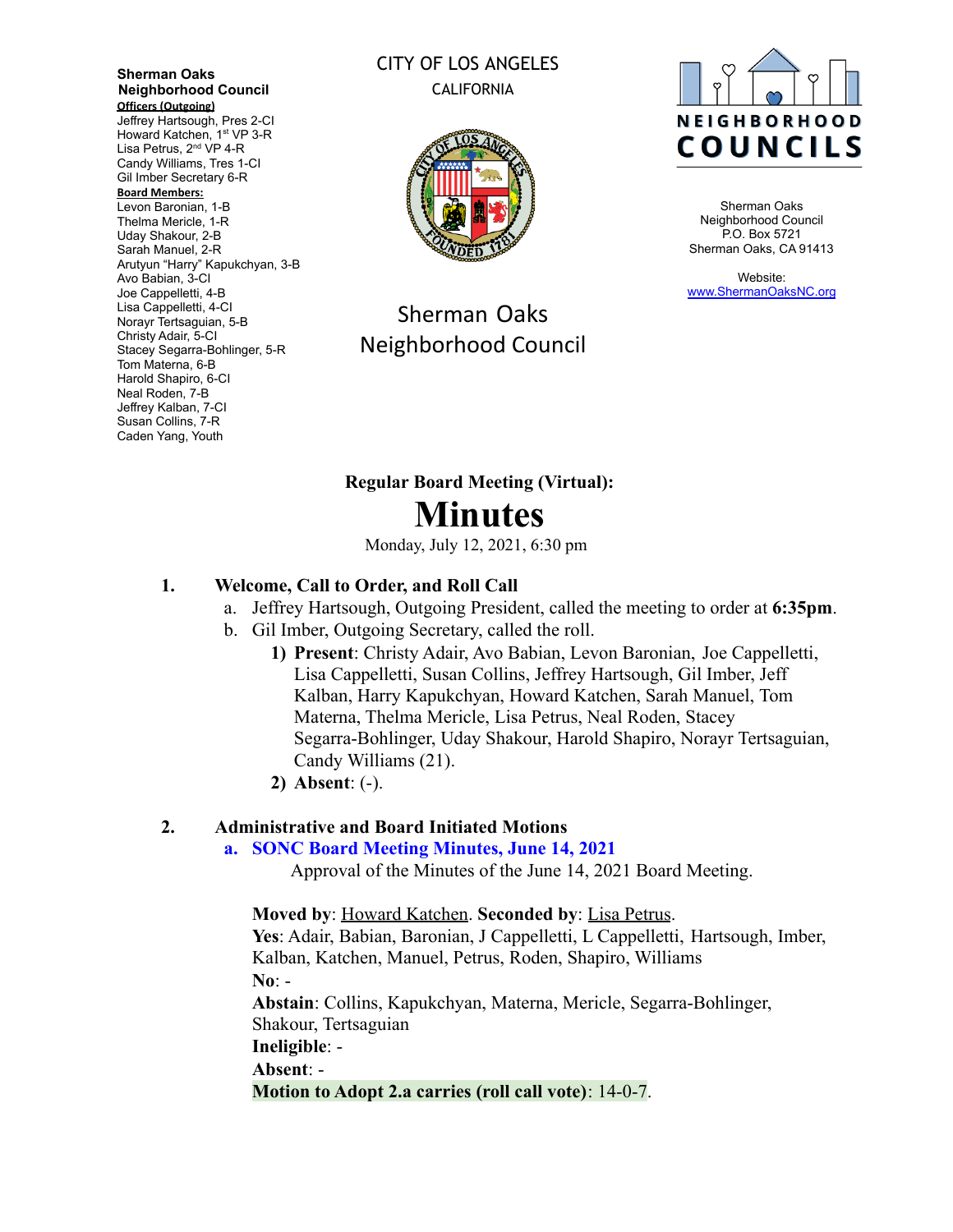**Sherman Oaks Neighborhood Council**

**Officers (Outgoing)**
Jeffrey Hartsough, Pres 2-CI
Howard Katchen, 1st VP 3-R
Lisa Petrus, 2nd VP 4-R
Candy Williams, Tres 1-CI
Gil Imber Secretary 6-R

**Board Members:**
Levon Baronian, 1-B
Thelma Mericle, 1-R
Uday Shakour, 2-B
Sarah Manuel, 2-R
Arutyun "Harry" Kapukchyan, 3-B
Avo Babian, 3-CI
Joe Cappelletti, 4-B
Lisa Cappelletti, 4-CI
Norayr Tertsaguian, 5-B
Christy Adair, 5-CI
Stacey Segarra-Bohlinger, 5-R
Tom Materna, 6-B
Harold Shapiro, 6-CI
Neal Roden, 7-B
Jeffrey Kalban, 7-CI
Susan Collins, 7-R
Caden Yang, Youth

CITY OF LOS ANGELES
CALIFORNIA

Sherman Oaks Neighborhood Council

NEIGHBORHOOD COUNCILS

Sherman Oaks Neighborhood Council
P.O. Box 5721
Sherman Oaks, CA 91413

Website:
www.ShermanOaksNC.org

## Regular Board Meeting (Virtual):

# Minutes

Monday, July 12, 2021, 6:30 pm

### 1. Welcome, Call to Order, and Roll Call

a. Jeffrey Hartsough, Outgoing President, called the meeting to order at **6:35pm**.

b. Gil Imber, Outgoing Secretary, called the roll.

1) **Present**: Christy Adair, Avo Babian, Levon Baronian, Joe Cappelletti, Lisa Cappelletti, Susan Collins, Jeffrey Hartsough, Gil Imber, Jeff Kalban, Harry Kapukchyan, Howard Katchen, Sarah Manuel, Tom Materna, Thelma Mericle, Lisa Petrus, Neal Roden, Stacey Segarra-Bohlinger, Uday Shakour, Harold Shapiro, Norayr Tertsaguian, Candy Williams (21).

2) **Absent**: (-).

### 2. Administrative and Board Initiated Motions

**a. SONC Board Meeting Minutes, June 14, 2021**

Approval of the Minutes of the June 14, 2021 Board Meeting.

**Moved by**: Howard Katchen. **Seconded by**: Lisa Petrus.
**Yes**: Adair, Babian, Baronian, J Cappelletti, L Cappelletti, Hartsough, Imber, Kalban, Katchen, Manuel, Petrus, Roden, Shapiro, Williams
**No**: -
**Abstain**: Collins, Kapukchyan, Materna, Mericle, Segarra-Bohlinger, Shakour, Tertsaguian
**Ineligible**: -
**Absent**: -
**Motion to Adopt 2.a carries (roll call vote)**: 14-0-7.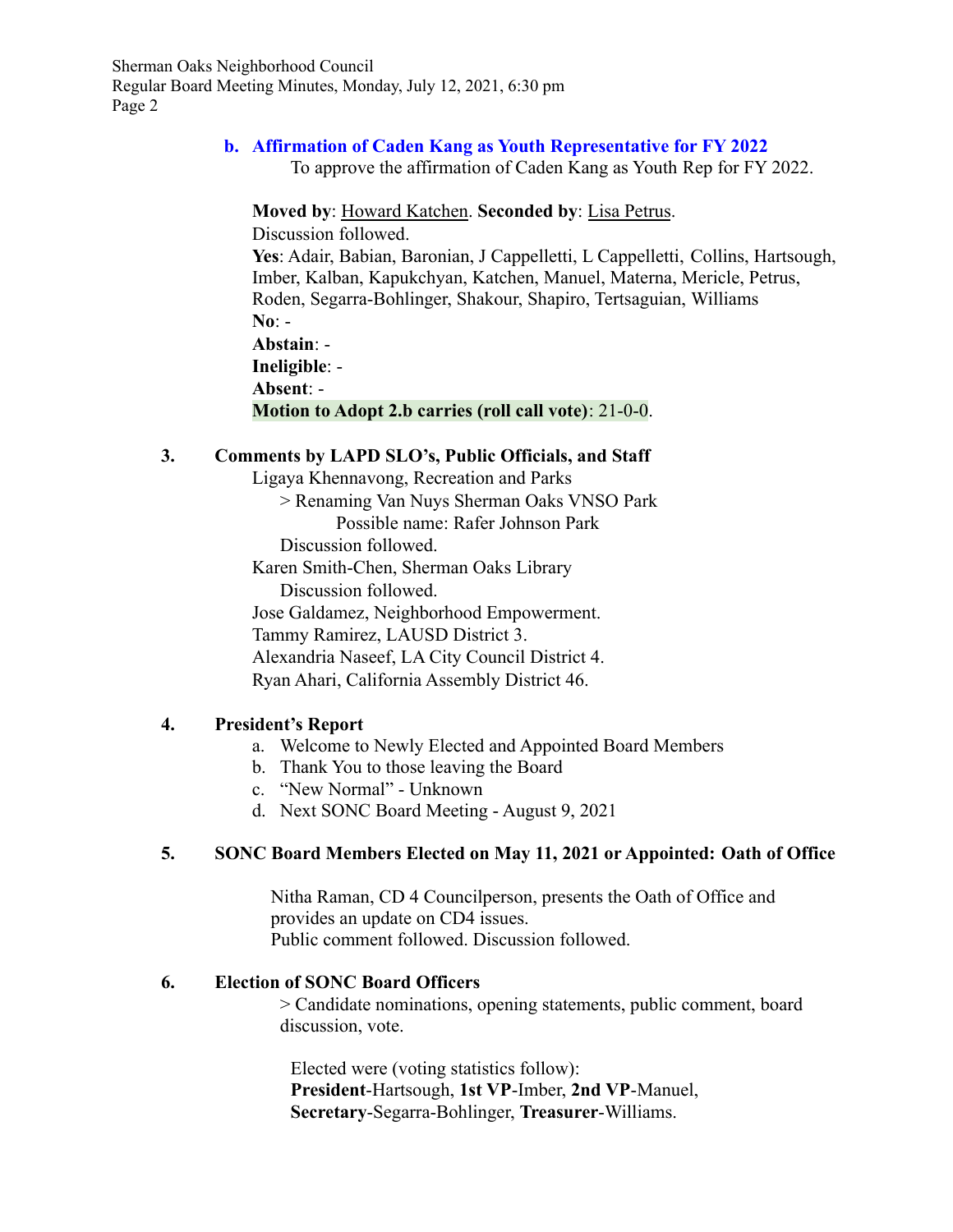**b. Affirmation of Caden Kang as Youth Representative for FY 2022**

To approve the affirmation of Caden Kang as Youth Rep for FY 2022.

**Moved by**: Howard Katchen. **Seconded by**: Lisa Petrus.
Discussion followed.
**Yes**: Adair, Babian, Baronian, J Cappelletti, L Cappelletti, Collins, Hartsough, Imber, Kalban, Kapukchyan, Katchen, Manuel, Materna, Mericle, Petrus, Roden, Segarra-Bohlinger, Shakour, Shapiro, Tertsaguian, Williams
**No**: -
**Abstain**: -
**Ineligible**: -
**Absent**: -
**Motion to Adopt 2.b carries (roll call vote)**: 21-0-0.

## 3. Comments by LAPD SLO's, Public Officials, and Staff

Ligaya Khennavong, Recreation and Parks
> Renaming Van Nuys Sherman Oaks VNSO Park
> Possible name: Rafer Johnson Park

Discussion followed.

Karen Smith-Chen, Sherman Oaks Library
Discussion followed.

Jose Galdamez, Neighborhood Empowerment.
Tammy Ramirez, LAUSD District 3.
Alexandria Naseef, LA City Council District 4.
Ryan Ahari, California Assembly District 46.

## 4. President's Report

a. Welcome to Newly Elected and Appointed Board Members
b. Thank You to those leaving the Board
c. "New Normal" - Unknown
d. Next SONC Board Meeting - August 9, 2021

## 5. SONC Board Members Elected on May 11, 2021 or Appointed: Oath of Office

Nitha Raman, CD 4 Councilperson, presents the Oath of Office and provides an update on CD4 issues.
Public comment followed. Discussion followed.

## 6. Election of SONC Board Officers

> Candidate nominations, opening statements, public comment, board discussion, vote.

Elected were (voting statistics follow):
**President**-Hartsough, **1st VP**-Imber, **2nd VP**-Manuel, **Secretary**-Segarra-Bohlinger, **Treasurer**-Williams.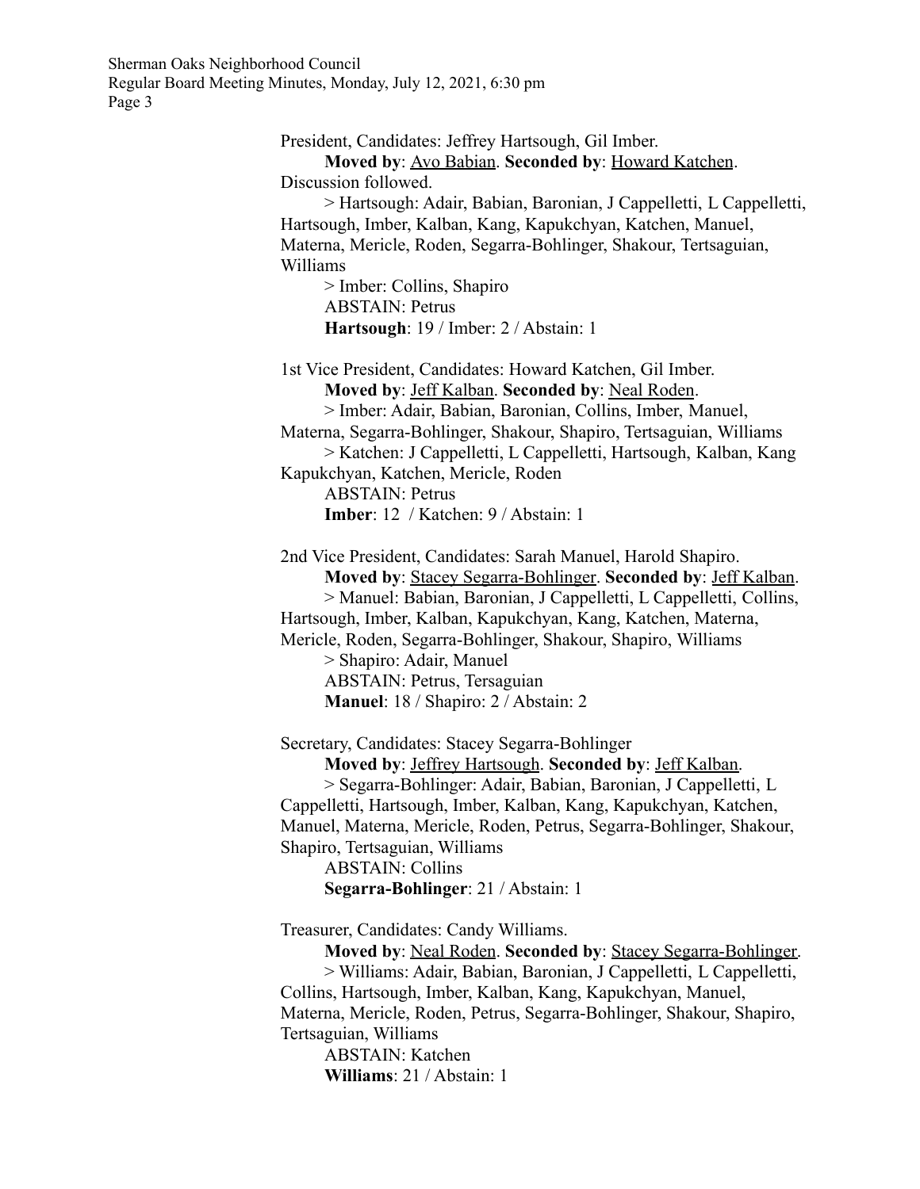President, Candidates: Jeffrey Hartsough, Gil Imber.

**Moved by**: Avo Babian. **Seconded by**: Howard Katchen.

Discussion followed.

> Hartsough: Adair, Babian, Baronian, J Cappelletti, L Cappelletti, Hartsough, Imber, Kalban, Kang, Kapukchyan, Katchen, Manuel, Materna, Mericle, Roden, Segarra-Bohlinger, Shakour, Tertsaguian, Williams

> Imber: Collins, Shapiro

ABSTAIN: Petrus

**Hartsough**: 19 / Imber: 2 / Abstain: 1

1st Vice President, Candidates: Howard Katchen, Gil Imber.

**Moved by**: Jeff Kalban. **Seconded by**: Neal Roden.

> Imber: Adair, Babian, Baronian, Collins, Imber, Manuel, Materna, Segarra-Bohlinger, Shakour, Shapiro, Tertsaguian, Williams

> Katchen: J Cappelletti, L Cappelletti, Hartsough, Kalban, Kang Kapukchyan, Katchen, Mericle, Roden

ABSTAIN: Petrus

**Imber**: 12 / Katchen: 9 / Abstain: 1

2nd Vice President, Candidates: Sarah Manuel, Harold Shapiro.

**Moved by**: Stacey Segarra-Bohlinger. **Seconded by**: Jeff Kalban.

> Manuel: Babian, Baronian, J Cappelletti, L Cappelletti, Collins, Hartsough, Imber, Kalban, Kapukchyan, Kang, Katchen, Materna, Mericle, Roden, Segarra-Bohlinger, Shakour, Shapiro, Williams

> Shapiro: Adair, Manuel

ABSTAIN: Petrus, Tersaguian

**Manuel**: 18 / Shapiro: 2 / Abstain: 2

Secretary, Candidates: Stacey Segarra-Bohlinger

**Moved by**: Jeffrey Hartsough. **Seconded by**: Jeff Kalban.

> Segarra-Bohlinger: Adair, Babian, Baronian, J Cappelletti, L Cappelletti, Hartsough, Imber, Kalban, Kang, Kapukchyan, Katchen, Manuel, Materna, Mericle, Roden, Petrus, Segarra-Bohlinger, Shakour, Shapiro, Tertsaguian, Williams

ABSTAIN: Collins

**Segarra-Bohlinger**: 21 / Abstain: 1

Treasurer, Candidates: Candy Williams.

**Moved by**: Neal Roden. **Seconded by**: Stacey Segarra-Bohlinger.

> Williams: Adair, Babian, Baronian, J Cappelletti, L Cappelletti, Collins, Hartsough, Imber, Kalban, Kang, Kapukchyan, Manuel, Materna, Mericle, Roden, Petrus, Segarra-Bohlinger, Shakour, Shapiro, Tertsaguian, Williams

ABSTAIN: Katchen

**Williams**: 21 / Abstain: 1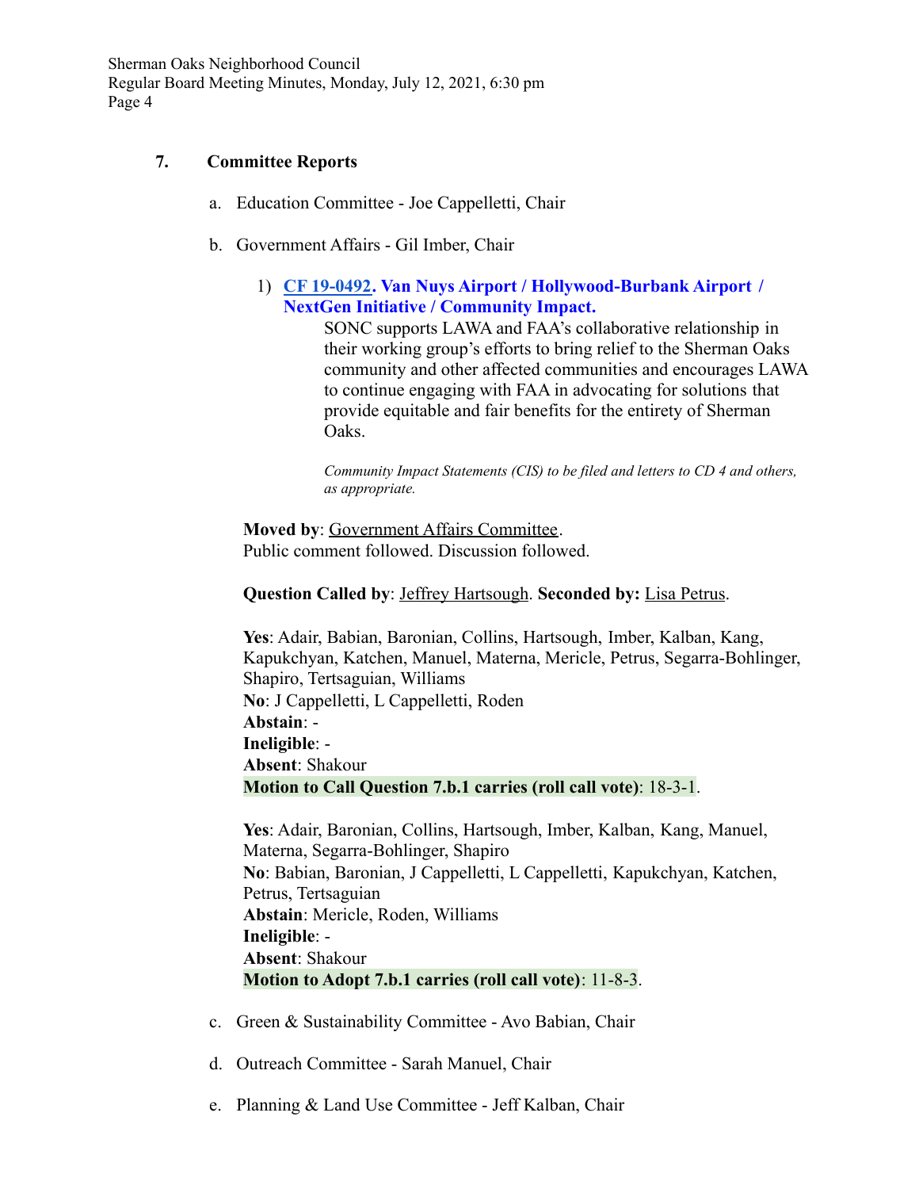## 7. Committee Reports

a. Education Committee - Joe Cappelletti, Chair

b. Government Affairs - Gil Imber, Chair

1) **CF 19-0492. Van Nuys Airport / Hollywood-Burbank Airport / NextGen Initiative / Community Impact.**

SONC supports LAWA and FAA's collaborative relationship in their working group's efforts to bring relief to the Sherman Oaks community and other affected communities and encourages LAWA to continue engaging with FAA in advocating for solutions that provide equitable and fair benefits for the entirety of Sherman Oaks.

*Community Impact Statements (CIS) to be filed and letters to CD 4 and others, as appropriate.*

**Moved by**: Government Affairs Committee.
Public comment followed. Discussion followed.

**Question Called by**: Jeffrey Hartsough. **Seconded by:** Lisa Petrus.

**Yes**: Adair, Babian, Baronian, Collins, Hartsough, Imber, Kalban, Kang, Kapukchyan, Katchen, Manuel, Materna, Mericle, Petrus, Segarra-Bohlinger, Shapiro, Tertsaguian, Williams
**No**: J Cappelletti, L Cappelletti, Roden
**Abstain**: -
**Ineligible**: -
**Absent**: Shakour
**Motion to Call Question 7.b.1 carries (roll call vote)**: 18-3-1.

**Yes**: Adair, Baronian, Collins, Hartsough, Imber, Kalban, Kang, Manuel, Materna, Segarra-Bohlinger, Shapiro
**No**: Babian, Baronian, J Cappelletti, L Cappelletti, Kapukchyan, Katchen, Petrus, Tertsaguian
**Abstain**: Mericle, Roden, Williams
**Ineligible**: -
**Absent**: Shakour
**Motion to Adopt 7.b.1 carries (roll call vote)**: 11-8-3.

c. Green & Sustainability Committee - Avo Babian, Chair

d. Outreach Committee - Sarah Manuel, Chair

e. Planning & Land Use Committee - Jeff Kalban, Chair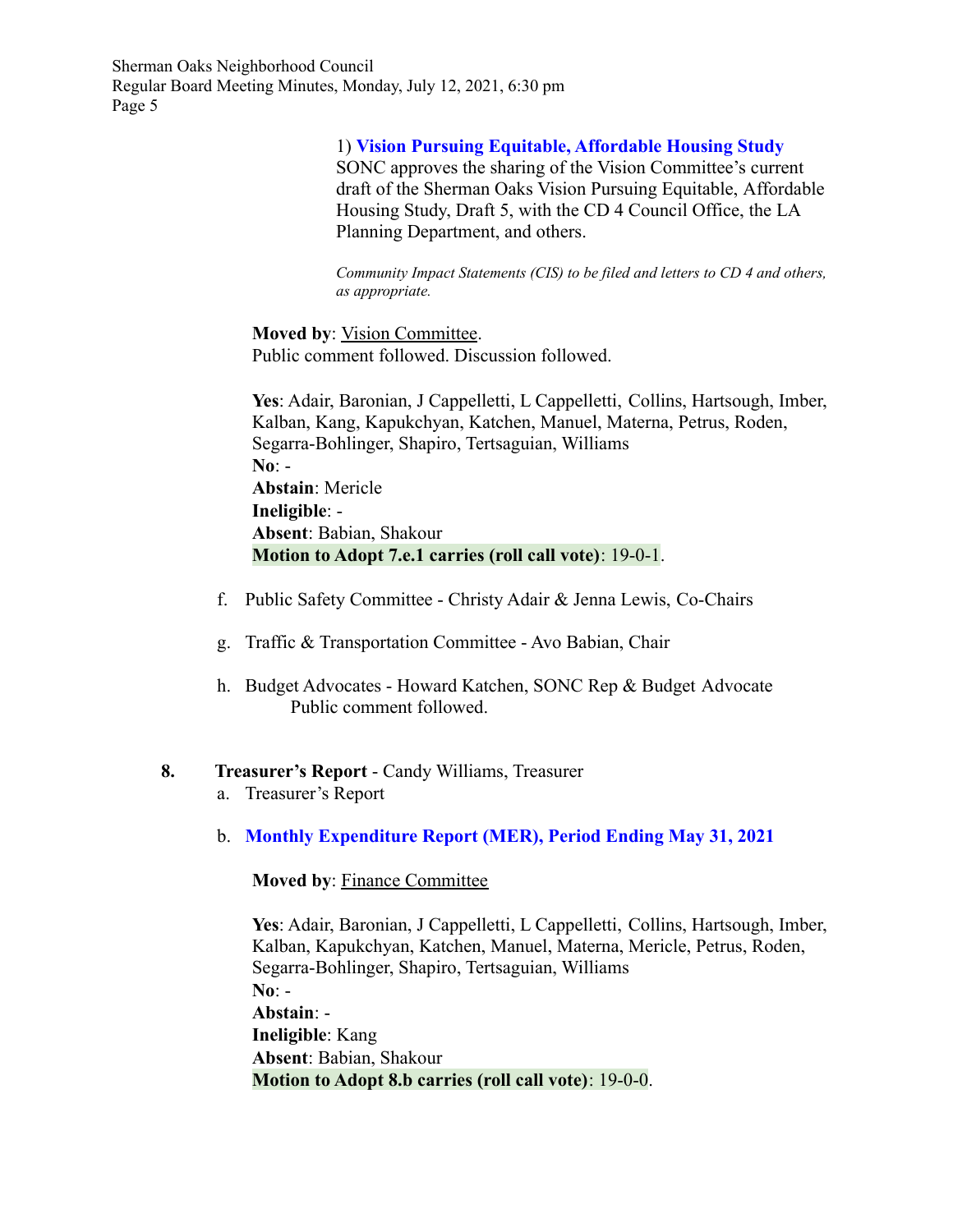1) **Vision Pursuing Equitable, Affordable Housing Study**
SONC approves the sharing of the Vision Committee's current draft of the Sherman Oaks Vision Pursuing Equitable, Affordable Housing Study, Draft 5, with the CD 4 Council Office, the LA Planning Department, and others.

*Community Impact Statements (CIS) to be filed and letters to CD 4 and others, as appropriate.*

**Moved by**: Vision Committee.
Public comment followed. Discussion followed.

**Yes**: Adair, Baronian, J Cappelletti, L Cappelletti, Collins, Hartsough, Imber, Kalban, Kang, Kapukchyan, Katchen, Manuel, Materna, Petrus, Roden, Segarra-Bohlinger, Shapiro, Tertsaguian, Williams
**No**: -
**Abstain**: Mericle
**Ineligible**: -
**Absent**: Babian, Shakour
**Motion to Adopt 7.e.1 carries (roll call vote)**: 19-0-1.

f. Public Safety Committee - Christy Adair & Jenna Lewis, Co-Chairs

g. Traffic & Transportation Committee - Avo Babian, Chair

h. Budget Advocates - Howard Katchen, SONC Rep & Budget Advocate
Public comment followed.

**8. Treasurer's Report** - Candy Williams, Treasurer

a. Treasurer's Report

b. **Monthly Expenditure Report (MER), Period Ending May 31, 2021**

**Moved by**: Finance Committee

**Yes**: Adair, Baronian, J Cappelletti, L Cappelletti, Collins, Hartsough, Imber, Kalban, Kapukchyan, Katchen, Manuel, Materna, Mericle, Petrus, Roden, Segarra-Bohlinger, Shapiro, Tertsaguian, Williams
**No**: -
**Abstain**: -
**Ineligible**: Kang
**Absent**: Babian, Shakour
**Motion to Adopt 8.b carries (roll call vote)**: 19-0-0.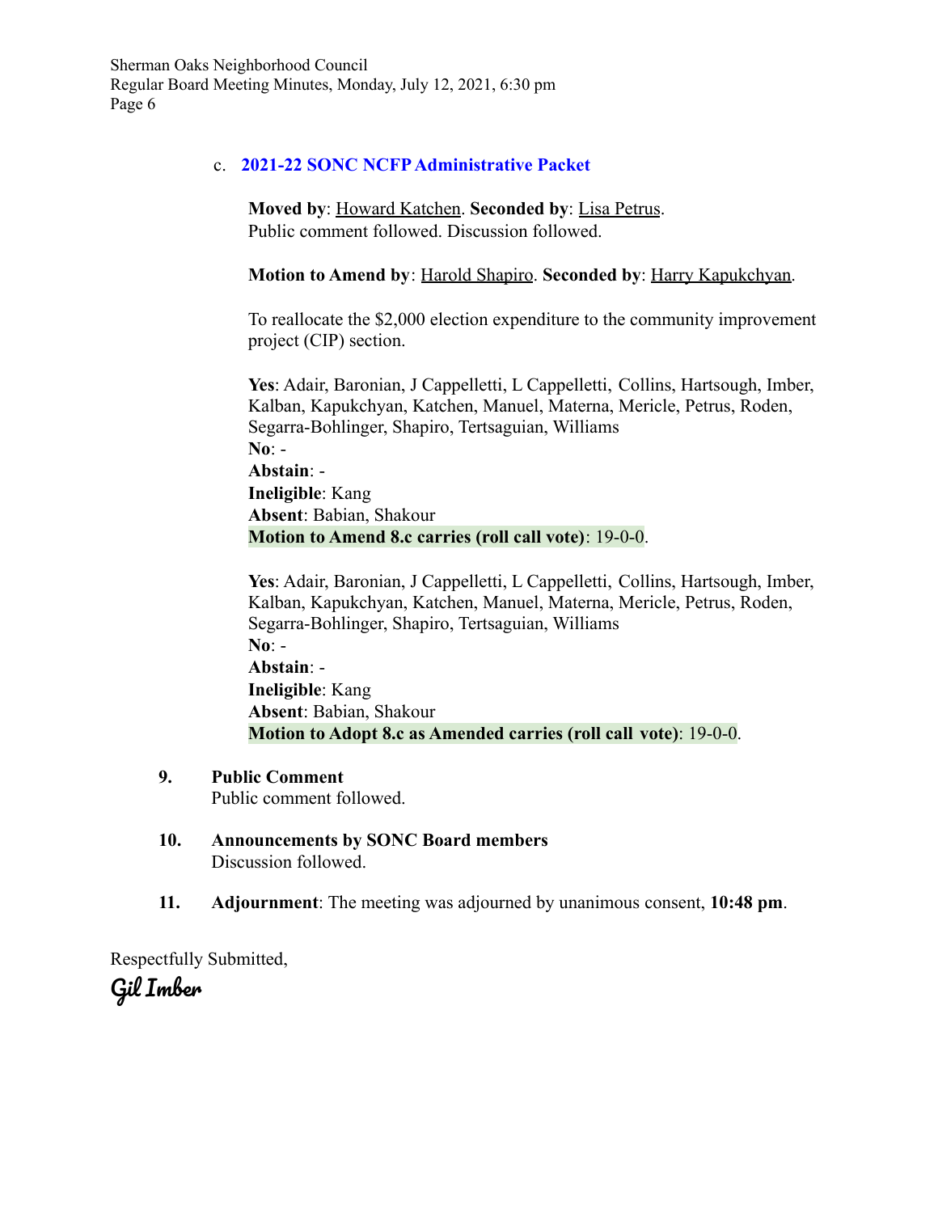c. **2021-22 SONC NCFP Administrative Packet**

**Moved by**: Howard Katchen. **Seconded by**: Lisa Petrus.
Public comment followed. Discussion followed.

**Motion to Amend by**: Harold Shapiro. **Seconded by**: Harry Kapukchyan.

To reallocate the $2,000 election expenditure to the community improvement project (CIP) section.

**Yes**: Adair, Baronian, J Cappelletti, L Cappelletti, Collins, Hartsough, Imber, Kalban, Kapukchyan, Katchen, Manuel, Materna, Mericle, Petrus, Roden, Segarra-Bohlinger, Shapiro, Tertsaguian, Williams
**No**: -
**Abstain**: -
**Ineligible**: Kang
**Absent**: Babian, Shakour
**Motion to Amend 8.c carries (roll call vote)**: 19-0-0.

**Yes**: Adair, Baronian, J Cappelletti, L Cappelletti, Collins, Hartsough, Imber, Kalban, Kapukchyan, Katchen, Manuel, Materna, Mericle, Petrus, Roden, Segarra-Bohlinger, Shapiro, Tertsaguian, Williams
**No**: -
**Abstain**: -
**Ineligible**: Kang
**Absent**: Babian, Shakour
**Motion to Adopt 8.c as Amended carries (roll call vote)**: 19-0-0.

9. **Public Comment**
Public comment followed.

10. **Announcements by SONC Board members**
Discussion followed.

11. **Adjournment**: The meeting was adjourned by unanimous consent, **10:48 pm**.

Respectfully Submitted,

Gil Imber